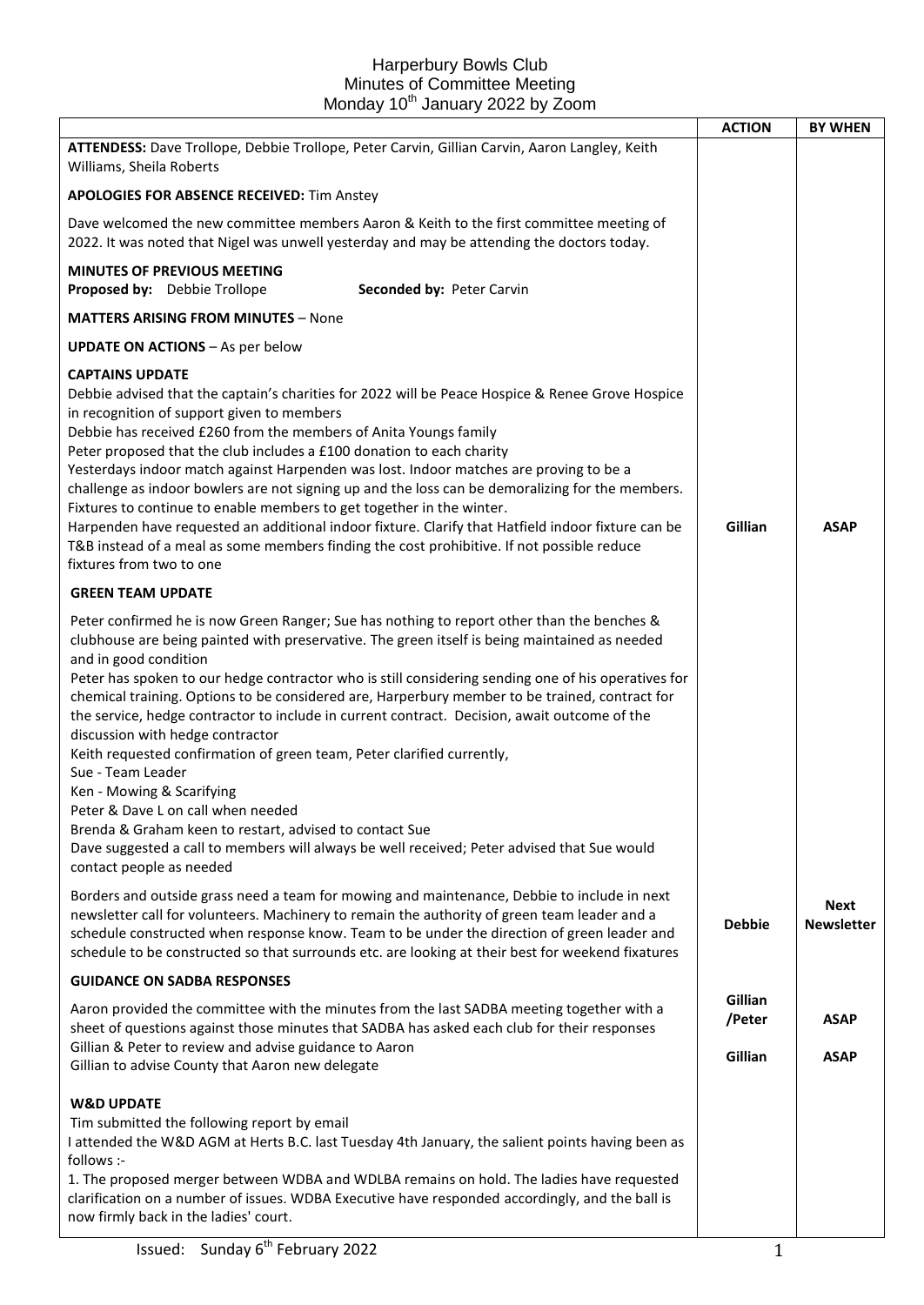Harperbury Bowls Club
Minutes of Committee Meeting
Monday 10th January 2022 by Zoom

| | ACTION | BY WHEN |
|---|---|---|
| **ATTENDESS:** Dave Trollope, Debbie Trollope, Peter Carvin, Gillian Carvin, Aaron Langley, Keith Williams, Sheila Roberts<br><br>**APOLOGIES FOR ABSENCE RECEIVED:** Tim Anstey<br><br>Dave welcomed the new committee members Aaron & Keith to the first committee meeting of 2022. It was noted that Nigel was unwell yesterday and may be attending the doctors today.<br><br>**MINUTES OF PREVIOUS MEETING**<br>**Proposed by:** Debbie Trollope **Seconded by:** Peter Carvin<br><br>**MATTERS ARISING FROM MINUTES** – None<br><br>**UPDATE ON ACTIONS** – As per below | | |
| **CAPTAINS UPDATE**<br>Debbie advised that the captain's charities for 2022 will be Peace Hospice & Renee Grove Hospice in recognition of support given to members<br>Debbie has received £260 from the members of Anita Youngs family<br>Peter proposed that the club includes a £100 donation to each charity<br>Yesterdays indoor match against Harpenden was lost. Indoor matches are proving to be a challenge as indoor bowlers are not signing up and the loss can be demoralizing for the members. Fixtures to continue to enable members to get together in the winter.<br>Harpenden have requested an additional indoor fixture. Clarify that Hatfield indoor fixture can be T&B instead of a meal as some members finding the cost prohibitive. If not possible reduce fixtures from two to one | **Gillian** | **ASAP** |
| **GREEN TEAM UPDATE**<br><br>Peter confirmed he is now Green Ranger; Sue has nothing to report other than the benches & clubhouse are being painted with preservative. The green itself is being maintained as needed and in good condition<br>Peter has spoken to our hedge contractor who is still considering sending one of his operatives for chemical training. Options to be considered are, Harperbury member to be trained, contract for the service, hedge contractor to include in current contract. Decision, await outcome of the discussion with hedge contractor<br>Keith requested confirmation of green team, Peter clarified currently,<br>Sue - Team Leader<br>Ken - Mowing & Scarifying<br>Peter & Dave L on call when needed<br>Brenda & Graham keen to restart, advised to contact Sue<br>Dave suggested a call to members will always be well received; Peter advised that Sue would contact people as needed | | |
| Borders and outside grass need a team for mowing and maintenance, Debbie to include in next newsletter call for volunteers. Machinery to remain the authority of green team leader and a schedule constructed when response know. Team to be under the direction of green leader and schedule to be constructed so that surrounds etc. are looking at their best for weekend fixatures | **Debbie** | **Next Newsletter** |
| **GUIDANCE ON SADBA RESPONSES**<br><br>Aaron provided the committee with the minutes from the last SADBA meeting together with a sheet of questions against those minutes that SADBA has asked each club for their responses<br>Gillian & Peter to review and advise guidance to Aaron<br>Gillian to advise County that Aaron new delegate | **Gillian /Peter**<br><br>**Gillian** | **ASAP**<br><br>**ASAP** |
| **W&D UPDATE**<br>Tim submitted the following report by email<br>I attended the W&D AGM at Herts B.C. last Tuesday 4th January, the salient points having been as follows :-<br>1. The proposed merger between WDBA and WDLBA remains on hold. The ladies have requested clarification on a number of issues. WDBA Executive have responded accordingly, and the ball is now firmly back in the ladies' court. | | |

Issued: Sunday 6th February 2022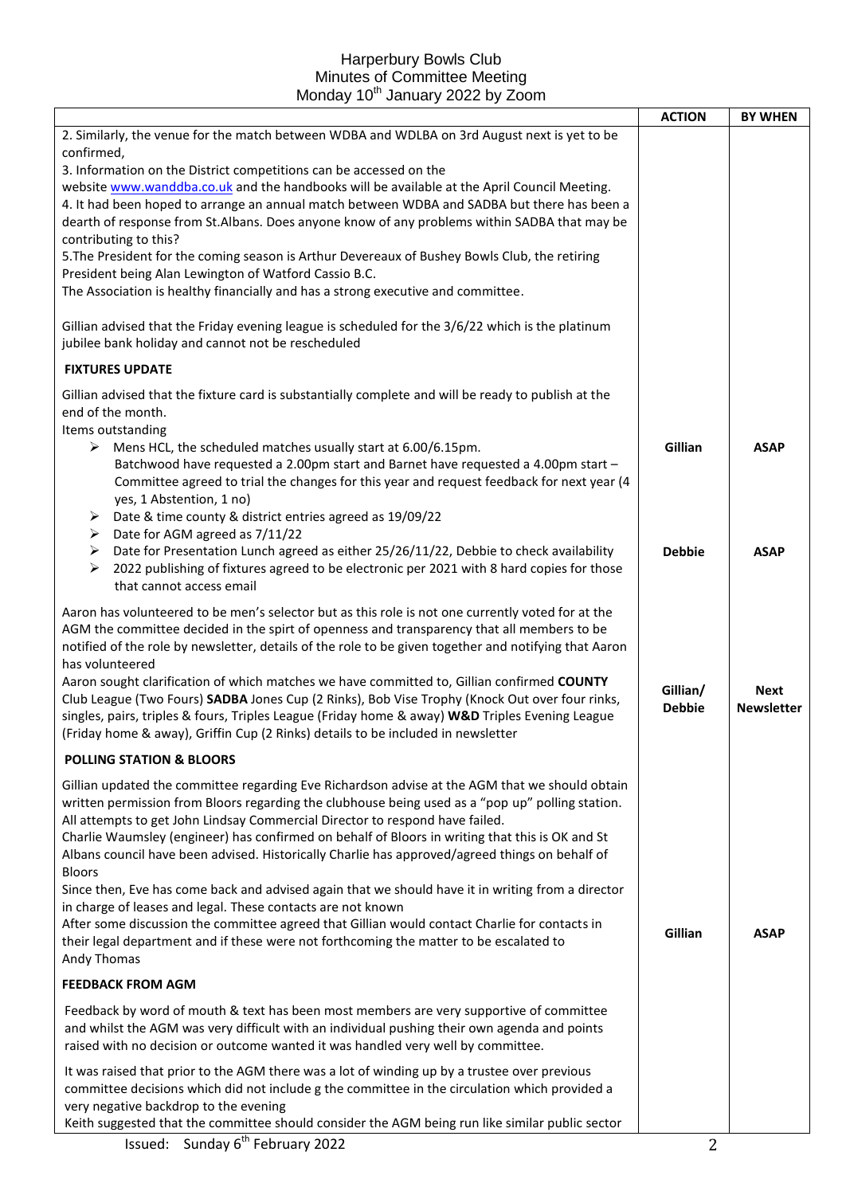| | ACTION | BY WHEN |
|---|---|---|
| 2. Similarly, the venue for the match between WDBA and WDLBA on 3rd August next is yet to be confirmed,<br>3. Information on the District competitions can be accessed on the website www.wanddba.co.uk and the handbooks will be available at the April Council Meeting.<br>4. It had been hoped to arrange an annual match between WDBA and SADBA but there has been a dearth of response from St.Albans. Does anyone know of any problems within SADBA that may be contributing to this?<br>5.The President for the coming season is Arthur Devereaux of Bushey Bowls Club, the retiring President being Alan Lewington of Watford Cassio B.C.<br>The Association is healthy financially and has a strong executive and committee.<br><br>Gillian advised that the Friday evening league is scheduled for the 3/6/22 which is the platinum jubilee bank holiday and cannot not be rescheduled | | |
| **FIXTURES UPDATE** | | |
| Gillian advised that the fixture card is substantially complete and will be ready to publish at the end of the month.<br>Items outstanding<br>➢ Mens HCL, the scheduled matches usually start at 6.00/6.15pm. Batchwood have requested a 2.00pm start and Barnet have requested a 4.00pm start – Committee agreed to trial the changes for this year and request feedback for next year (4 yes, 1 Abstention, 1 no)<br>➢ Date & time county & district entries agreed as 19/09/22<br>➢ Date for AGM agreed as 7/11/22<br>➢ Date for Presentation Lunch agreed as either 25/26/11/22, Debbie to check availability<br>➢ 2022 publishing of fixtures agreed to be electronic per 2021 with 8 hard copies for those that cannot access email | **Gillian**<br><br>**Debbie** | **ASAP**<br><br>**ASAP** |
| Aaron has volunteered to be men's selector but as this role is not one currently voted for at the AGM the committee decided in the spirt of openness and transparency that all members to be notified of the role by newsletter, details of the role to be given together and notifying that Aaron has volunteered<br>Aaron sought clarification of which matches we have committed to, Gillian confirmed **COUNTY** Club League (Two Fours) **SADBA** Jones Cup (2 Rinks), Bob Vise Trophy (Knock Out over four rinks, singles, pairs, triples & fours, Triples League (Friday home & away) **W&D** Triples Evening League (Friday home & away), Griffin Cup (2 Rinks) details to be included in newsletter | **Gillian/ Debbie** | **Next Newsletter** |
| **POLLING STATION & BLOORS** | | |
| Gillian updated the committee regarding Eve Richardson advise at the AGM that we should obtain written permission from Bloors regarding the clubhouse being used as a "pop up" polling station. All attempts to get John Lindsay Commercial Director to respond have failed.<br>Charlie Waumsley (engineer) has confirmed on behalf of Bloors in writing that this is OK and St Albans council have been advised. Historically Charlie has approved/agreed things on behalf of Bloors<br>Since then, Eve has come back and advised again that we should have it in writing from a director in charge of leases and legal. These contacts are not known<br>After some discussion the committee agreed that Gillian would contact Charlie for contacts in their legal department and if these were not forthcoming the matter to be escalated to Andy Thomas | **Gillian** | **ASAP** |
| **FEEDBACK FROM AGM** | | |
| Feedback by word of mouth & text has been most members are very supportive of committee and whilst the AGM was very difficult with an individual pushing their own agenda and points raised with no decision or outcome wanted it was handled very well by committee.<br><br>It was raised that prior to the AGM there was a lot of winding up by a trustee over previous committee decisions which did not include g the committee in the circulation which provided a very negative backdrop to the evening<br>Keith suggested that the committee should consider the AGM being run like similar public sector | | |

Issued: Sunday 6th February 2022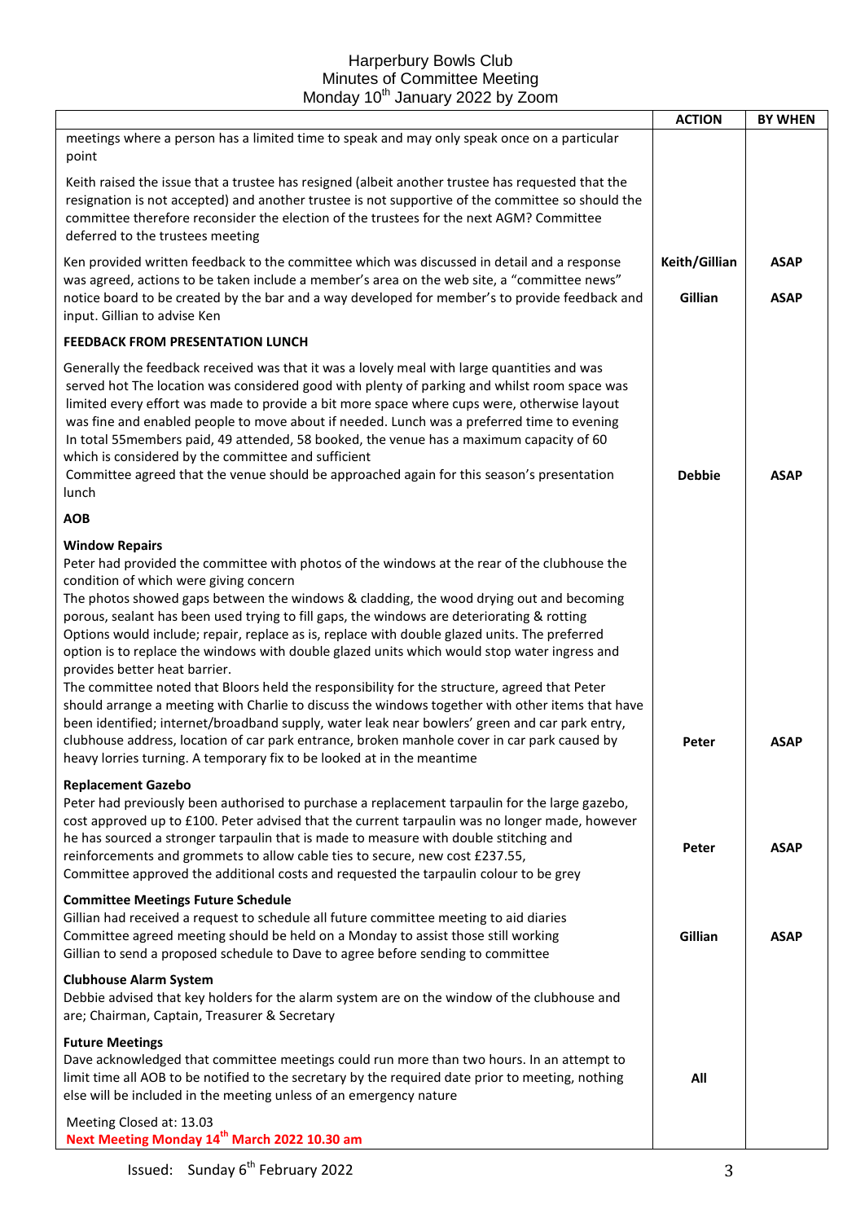Harperbury Bowls Club
Minutes of Committee Meeting
Monday 10th January 2022 by Zoom

| | ACTION | BY WHEN |
|---|---|---|
| meetings where a person has a limited time to speak and may only speak once on a particular point | | |
| Keith raised the issue that a trustee has resigned (albeit another trustee has requested that the resignation is not accepted) and another trustee is not supportive of the committee so should the committee therefore reconsider the election of the trustees for the next AGM? Committee deferred to the trustees meeting | | |
| Ken provided written feedback to the committee which was discussed in detail and a response was agreed, actions to be taken include a member's area on the web site, a "committee news" notice board to be created by the bar and a way developed for member's to provide feedback and input. Gillian to advise Ken | **Keith/Gillian**<br>**Gillian** | **ASAP**<br>**ASAP** |
| **FEEDBACK FROM PRESENTATION LUNCH** | | |
| Generally the feedback received was that it was a lovely meal with large quantities and was served hot The location was considered good with plenty of parking and whilst room space was limited every effort was made to provide a bit more space where cups were, otherwise layout was fine and enabled people to move about if needed. Lunch was a preferred time to evening In total 55members paid, 49 attended, 58 booked, the venue has a maximum capacity of 60 which is considered by the committee and sufficient<br>Committee agreed that the venue should be approached again for this season's presentation lunch | **Debbie** | **ASAP** |
| **AOB** | | |
| **Window Repairs**<br>Peter had provided the committee with photos of the windows at the rear of the clubhouse the condition of which were giving concern<br>The photos showed gaps between the windows & cladding, the wood drying out and becoming porous, sealant has been used trying to fill gaps, the windows are deteriorating & rotting<br>Options would include; repair, replace as is, replace with double glazed units. The preferred option is to replace the windows with double glazed units which would stop water ingress and provides better heat barrier.<br>The committee noted that Bloors held the responsibility for the structure, agreed that Peter should arrange a meeting with Charlie to discuss the windows together with other items that have been identified; internet/broadband supply, water leak near bowlers' green and car park entry, clubhouse address, location of car park entrance, broken manhole cover in car park caused by heavy lorries turning. A temporary fix to be looked at in the meantime | **Peter** | **ASAP** |
| **Replacement Gazebo**<br>Peter had previously been authorised to purchase a replacement tarpaulin for the large gazebo, cost approved up to £100. Peter advised that the current tarpaulin was no longer made, however he has sourced a stronger tarpaulin that is made to measure with double stitching and reinforcements and grommets to allow cable ties to secure, new cost £237.55,<br>Committee approved the additional costs and requested the tarpaulin colour to be grey | **Peter** | **ASAP** |
| **Committee Meetings Future Schedule**<br>Gillian had received a request to schedule all future committee meeting to aid diaries<br>Committee agreed meeting should be held on a Monday to assist those still working<br>Gillian to send a proposed schedule to Dave to agree before sending to committee | **Gillian** | **ASAP** |
| **Clubhouse Alarm System**<br>Debbie advised that key holders for the alarm system are on the window of the clubhouse and are; Chairman, Captain, Treasurer & Secretary | | |
| **Future Meetings**<br>Dave acknowledged that committee meetings could run more than two hours. In an attempt to limit time all AOB to be notified to the secretary by the required date prior to meeting, nothing else will be included in the meeting unless of an emergency nature | **All** | |
| Meeting Closed at: 13.03<br>**Next Meeting Monday 14th March 2022 10.30 am** | | |

Issued: Sunday 6th February 2022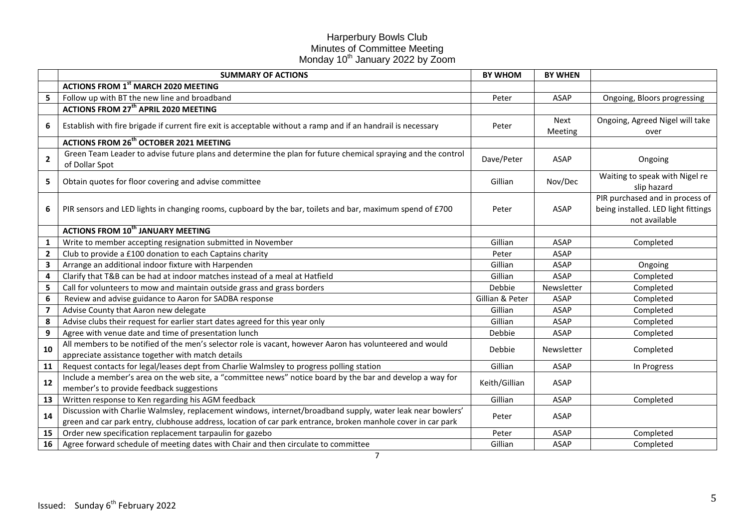# Harperbury Bowls Club
## Minutes of Committee Meeting
### Monday 10th January 2022 by Zoom

| | SUMMARY OF ACTIONS | BY WHOM | BY WHEN | |
|---|---|---|---|---|
| | **ACTIONS FROM 1st MARCH 2020 MEETING** | | | |
| 5 | Follow up with BT the new line and broadband | Peter | ASAP | Ongoing, Bloors progressing |
| | **ACTIONS FROM 27th APRIL 2020 MEETING** | | | |
| 6 | Establish with fire brigade if current fire exit is acceptable without a ramp and if an handrail is necessary | Peter | Next Meeting | Ongoing, Agreed Nigel will take over |
| | **ACTIONS FROM 26th OCTOBER 2021 MEETING** | | | |
| 2 | Green Team Leader to advise future plans and determine the plan for future chemical spraying and the control of Dollar Spot | Dave/Peter | ASAP | Ongoing |
| 5 | Obtain quotes for floor covering and advise committee | Gillian | Nov/Dec | Waiting to speak with Nigel re slip hazard |
| 6 | PIR sensors and LED lights in changing rooms, cupboard by the bar, toilets and bar, maximum spend of £700 | Peter | ASAP | PIR purchased and in process of being installed. LED light fittings not available |
| | **ACTIONS FROM 10th JANUARY MEETING** | | | |
| 1 | Write to member accepting resignation submitted in November | Gillian | ASAP | Completed |
| 2 | Club to provide a £100 donation to each Captains charity | Peter | ASAP | |
| 3 | Arrange an additional indoor fixture with Harpenden | Gillian | ASAP | Ongoing |
| 4 | Clarify that T&B can be had at indoor matches instead of a meal at Hatfield | Gillian | ASAP | Completed |
| 5 | Call for volunteers to mow and maintain outside grass and grass borders | Debbie | Newsletter | Completed |
| 6 | Review and advise guidance to Aaron for SADBA response | Gillian & Peter | ASAP | Completed |
| 7 | Advise County that Aaron new delegate | Gillian | ASAP | Completed |
| 8 | Advise clubs their request for earlier start dates agreed for this year only | Gillian | ASAP | Completed |
| 9 | Agree with venue date and time of presentation lunch | Debbie | ASAP | Completed |
| 10 | All members to be notified of the men's selector role is vacant, however Aaron has volunteered and would appreciate assistance together with match details | Debbie | Newsletter | Completed |
| 11 | Request contacts for legal/leases dept from Charlie Walmsley to progress polling station | Gillian | ASAP | In Progress |
| 12 | Include a member's area on the web site, a "committee news" notice board by the bar and develop a way for member's to provide feedback suggestions | Keith/Gillian | ASAP | |
| 13 | Written response to Ken regarding his AGM feedback | Gillian | ASAP | Completed |
| 14 | Discussion with Charlie Walmsley, replacement windows, internet/broadband supply, water leak near bowlers' green and car park entry, clubhouse address, location of car park entrance, broken manhole cover in car park | Peter | ASAP | |
| 15 | Order new specification replacement tarpaulin for gazebo | Peter | ASAP | Completed |
| 16 | Agree forward schedule of meeting dates with Chair and then circulate to committee | Gillian | ASAP | Completed |

Issued: Sunday 6th February 2022